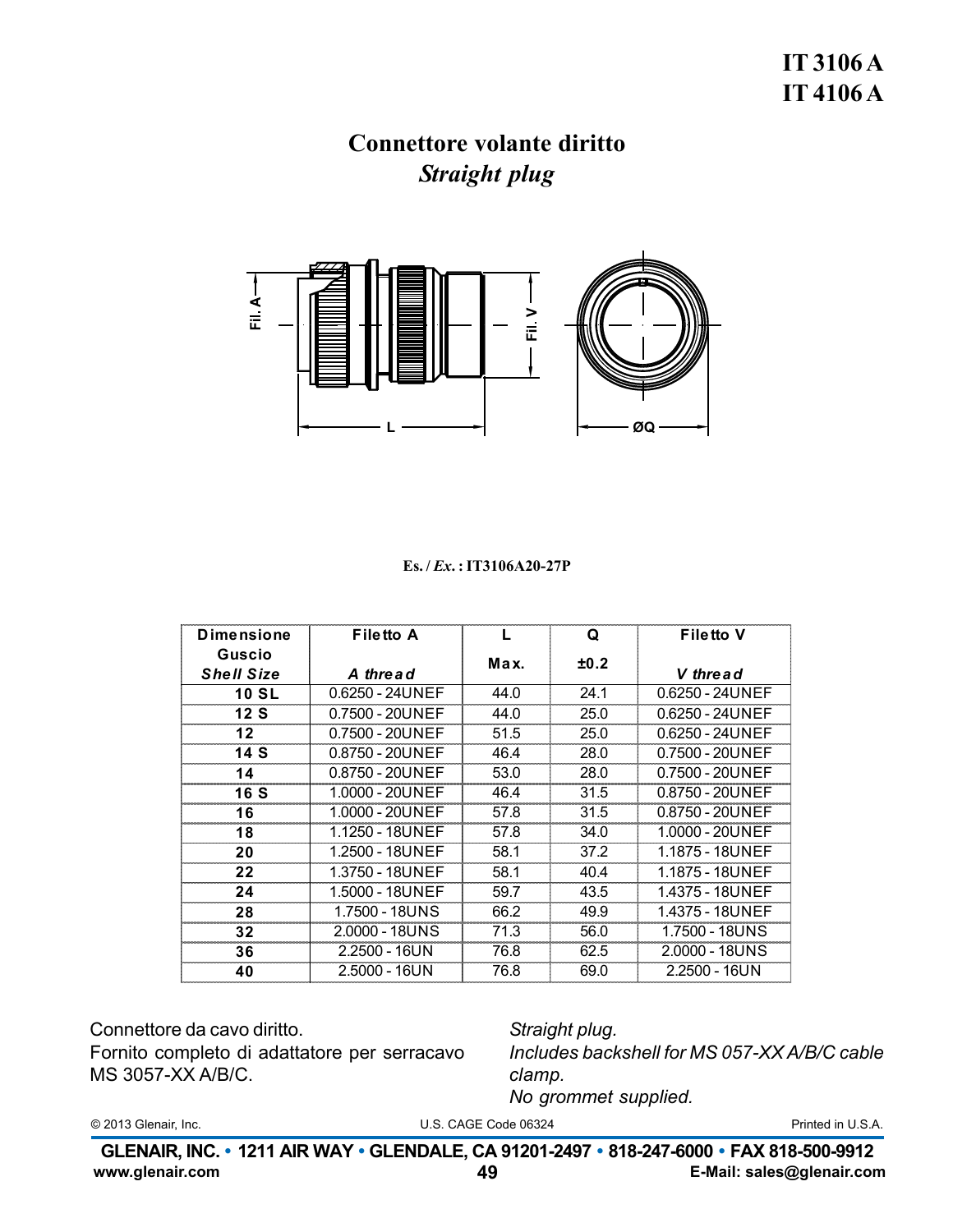# IT 3106 A
# IT 4106 A

## Connettore volante diritto
## *Straight plug*

Fil. A — Fil. V — L — ØQ

**Es. / *Ex.* : IT3106A20-27P**

| Dimensione Guscio *Shell Size* | Filetto A *A thread* | L Max. | Q ±0.2 | Filetto V *V thread* |
|---|---|---|---|---|
| **10 SL** | 0.6250 - 24UNEF | 44.0 | 24.1 | 0.6250 - 24UNEF |
| **12 S** | 0.7500 - 20UNEF | 44.0 | 25.0 | 0.6250 - 24UNEF |
| **12** | 0.7500 - 20UNEF | 51.5 | 25.0 | 0.6250 - 24UNEF |
| **14 S** | 0.8750 - 20UNEF | 46.4 | 28.0 | 0.7500 - 20UNEF |
| **14** | 0.8750 - 20UNEF | 53.0 | 28.0 | 0.7500 - 20UNEF |
| **16 S** | 1.0000 - 20UNEF | 46.4 | 31.5 | 0.8750 - 20UNEF |
| **16** | 1.0000 - 20UNEF | 57.8 | 31.5 | 0.8750 - 20UNEF |
| **18** | 1.1250 - 18UNEF | 57.8 | 34.0 | 1.0000 - 20UNEF |
| **20** | 1.2500 - 18UNEF | 58.1 | 37.2 | 1.1875 - 18UNEF |
| **22** | 1.3750 - 18UNEF | 58.1 | 40.4 | 1.1875 - 18UNEF |
| **24** | 1.5000 - 18UNEF | 59.7 | 43.5 | 1.4375 - 18UNEF |
| **28** | 1.7500 - 18UNS | 66.2 | 49.9 | 1.4375 - 18UNEF |
| **32** | 2.0000 - 18UNS | 71.3 | 56.0 | 1.7500 - 18UNS |
| **36** | 2.2500 - 16UN | 76.8 | 62.5 | 2.0000 - 18UNS |
| **40** | 2.5000 - 16UN | 76.8 | 69.0 | 2.2500 - 16UN |

Connettore da cavo diritto.
Fornito completo di adattatore per serracavo MS 3057-XX A/B/C.

*Straight plug.*
*Includes backshell for MS 057-XX A/B/C cable clamp.*
*No grommet supplied.*

© 2013 Glenair, Inc. U.S. CAGE Code 06324 Printed in U.S.A.

**GLENAIR, INC. • 1211 AIR WAY • GLENDALE, CA 91201-2497 • 818-247-6000 • FAX 818-500-9912**
**www.glenair.com** **E-Mail: sales@glenair.com**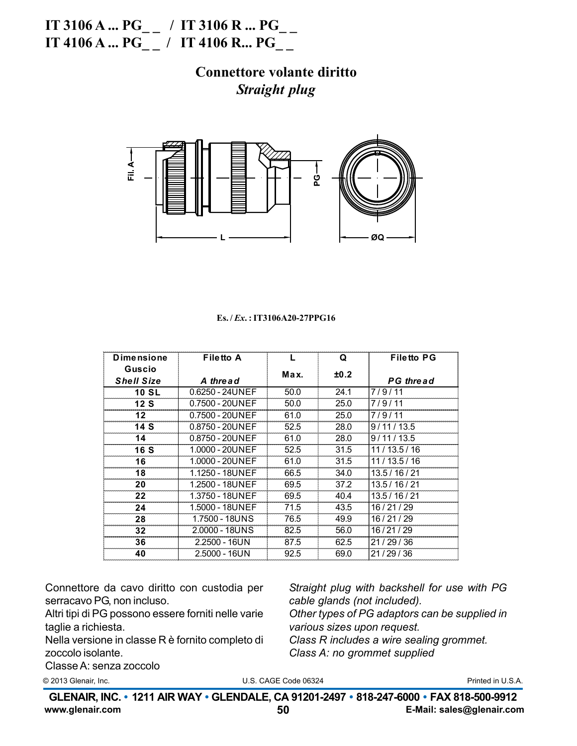# IT 3106 A ... PG_ _ / IT 3106 R ... PG_ _
# IT 4106 A ... PG_ _ / IT 4106 R... PG_ _

## Connettore volante diritto
## *Straight plug*

Es. / *Ex.* : IT3106A20-27PPG16

| Dimensione Guscio *Shell Size* | Filetto A *A thread* | L Max. | Q ±0.2 | Filetto PG *PG thread* |
|---|---|---|---|---|
| 10 SL | 0.6250 - 24UNEF | 50.0 | 24.1 | 7 / 9 / 11 |
| 12 S | 0.7500 - 20UNEF | 50.0 | 25.0 | 7 / 9 / 11 |
| 12 | 0.7500 - 20UNEF | 61.0 | 25.0 | 7 / 9 / 11 |
| 14 S | 0.8750 - 20UNEF | 52.5 | 28.0 | 9 / 11 / 13.5 |
| 14 | 0.8750 - 20UNEF | 61.0 | 28.0 | 9 / 11 / 13.5 |
| 16 S | 1.0000 - 20UNEF | 52.5 | 31.5 | 11 / 13.5 / 16 |
| 16 | 1.0000 - 20UNEF | 61.0 | 31.5 | 11 / 13.5 / 16 |
| 18 | 1.1250 - 18UNEF | 66.5 | 34.0 | 13.5 / 16 / 21 |
| 20 | 1.2500 - 18UNEF | 69.5 | 37.2 | 13.5 / 16 / 21 |
| 22 | 1.3750 - 18UNEF | 69.5 | 40.4 | 13.5 / 16 / 21 |
| 24 | 1.5000 - 18UNEF | 71.5 | 43.5 | 16 / 21 / 29 |
| 28 | 1.7500 - 18UNS | 76.5 | 49.9 | 16 / 21 / 29 |
| 32 | 2.0000 - 18UNS | 82.5 | 56.0 | 16 / 21 / 29 |
| 36 | 2.2500 - 16UN | 87.5 | 62.5 | 21 / 29 / 36 |
| 40 | 2.5000 - 16UN | 92.5 | 69.0 | 21 / 29 / 36 |

Connettore da cavo diritto con custodia per serracavo PG, non incluso.
Altri tipi di PG possono essere forniti nelle varie taglie a richiesta.
Nella versione in classe R è fornito completo di zoccolo isolante.
Classe A: senza zoccolo

*Straight plug with backshell for use with PG cable glands (not included).*
*Other types of PG adaptors can be supplied in various sizes upon request.*
*Class R includes a wire sealing grommet.*
*Class A: no grommet supplied*

© 2013 Glenair, Inc. U.S. CAGE Code 06324 Printed in U.S.A.

GLENAIR, INC. • 1211 AIR WAY • GLENDALE, CA 91201-2497 • 818-247-6000 • FAX 818-500-9912
www.glenair.com E-Mail: sales@glenair.com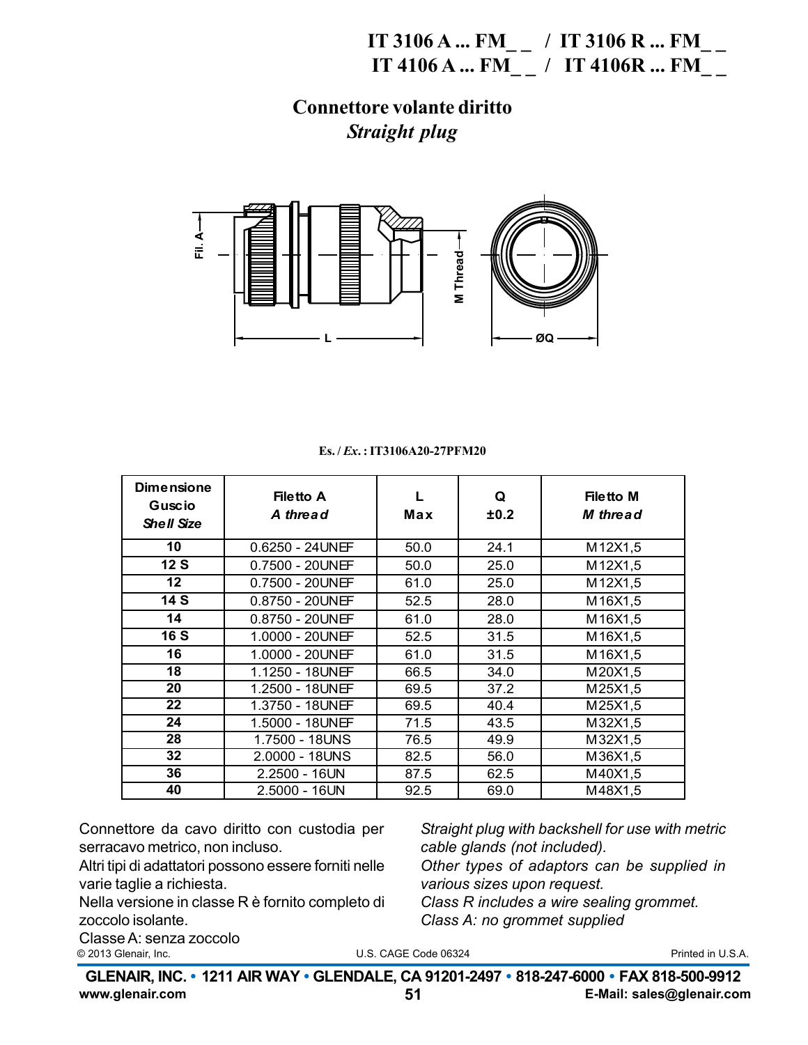# IT 3106 A ... FM_ _ / IT 3106 R ... FM_ _
# IT 4106 A ... FM_ _ / IT 4106R ... FM_ _

## Connettore volante diritto
## *Straight plug*

Fil. A

M Thread

L

ØQ

**Es. / *Ex.* : IT3106A20-27PFM20**

| Dimensione Guscio *Shell Size* | Filetto A *A thread* | L Max | Q ±0.2 | Filetto M *M thread* |
|---|---|---|---|---|
| **10** | 0.6250 - 24UNEF | 50.0 | 24.1 | M12X1,5 |
| **12 S** | 0.7500 - 20UNEF | 50.0 | 25.0 | M12X1,5 |
| **12** | 0.7500 - 20UNEF | 61.0 | 25.0 | M12X1,5 |
| **14 S** | 0.8750 - 20UNEF | 52.5 | 28.0 | M16X1,5 |
| **14** | 0.8750 - 20UNEF | 61.0 | 28.0 | M16X1,5 |
| **16 S** | 1.0000 - 20UNEF | 52.5 | 31.5 | M16X1,5 |
| **16** | 1.0000 - 20UNEF | 61.0 | 31.5 | M16X1,5 |
| **18** | 1.1250 - 18UNEF | 66.5 | 34.0 | M20X1,5 |
| **20** | 1.2500 - 18UNEF | 69.5 | 37.2 | M25X1,5 |
| **22** | 1.3750 - 18UNEF | 69.5 | 40.4 | M25X1,5 |
| **24** | 1.5000 - 18UNEF | 71.5 | 43.5 | M32X1,5 |
| **28** | 1.7500 - 18UNS | 76.5 | 49.9 | M32X1,5 |
| **32** | 2.0000 - 18UNS | 82.5 | 56.0 | M36X1,5 |
| **36** | 2.2500 - 16UN | 87.5 | 62.5 | M40X1,5 |
| **40** | 2.5000 - 16UN | 92.5 | 69.0 | M48X1,5 |

Connettore da cavo diritto con custodia per serracavo metrico, non incluso.
Altri tipi di adattatori possono essere forniti nelle varie taglie a richiesta.
Nella versione in classe R è fornito completo di zoccolo isolante.
Classe A: senza zoccolo

*Straight plug with backshell for use with metric cable glands (not included).*
*Other types of adaptors can be supplied in various sizes upon request.*
*Class R includes a wire sealing grommet.*
*Class A: no grommet supplied*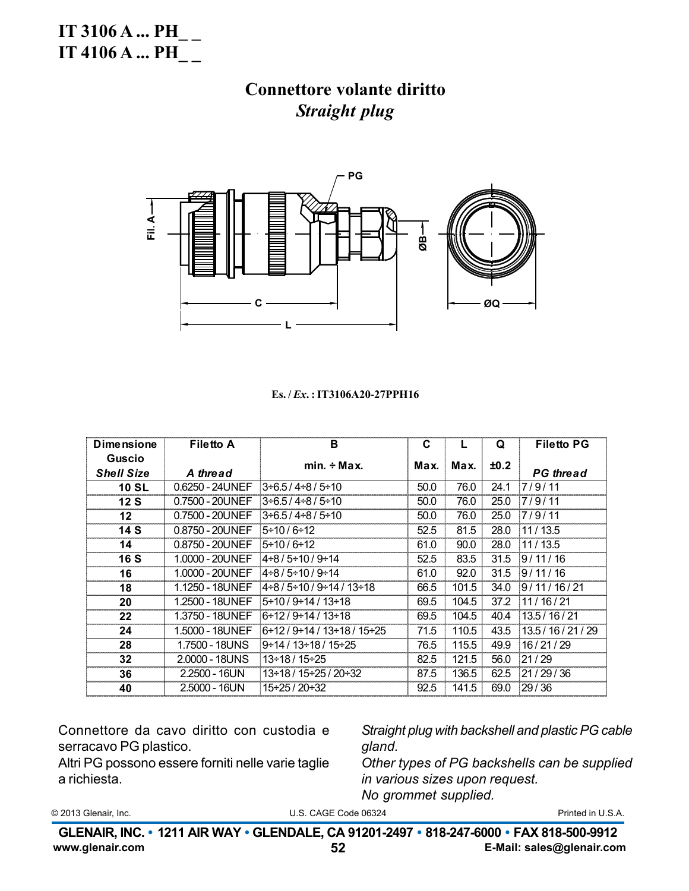# IT 3106 A ... PH_ _
# IT 4106 A ... PH_ _

## Connettore volante diritto
## *Straight plug*

Es. / *Ex.* : IT3106A20-27PPH16

| Dimensione Guscio *Shell Size* | Filetto A *A thread* | B min. ÷ Max. | C Max. | L Max. | Q ±0.2 | Filetto PG *PG thread* |
|---|---|---|---|---|---|---|
| 10 SL | 0.6250 - 24UNEF | 3÷6.5 / 4÷8 / 5÷10 | 50.0 | 76.0 | 24.1 | 7 / 9 / 11 |
| 12 S | 0.7500 - 20UNEF | 3÷6.5 / 4÷8 / 5÷10 | 50.0 | 76.0 | 25.0 | 7 / 9 / 11 |
| 12 | 0.7500 - 20UNEF | 3÷6.5 / 4÷8 / 5÷10 | 50.0 | 76.0 | 25.0 | 7 / 9 / 11 |
| 14 S | 0.8750 - 20UNEF | 5÷10 / 6÷12 | 52.5 | 81.5 | 28.0 | 11 / 13.5 |
| 14 | 0.8750 - 20UNEF | 5÷10 / 6÷12 | 61.0 | 90.0 | 28.0 | 11 / 13.5 |
| 16 S | 1.0000 - 20UNEF | 4÷8 / 5÷10 / 9÷14 | 52.5 | 83.5 | 31.5 | 9 / 11 / 16 |
| 16 | 1.0000 - 20UNEF | 4÷8 / 5÷10 / 9÷14 | 61.0 | 92.0 | 31.5 | 9 / 11 / 16 |
| 18 | 1.1250 - 18UNEF | 4÷8 / 5÷10 / 9÷14 / 13÷18 | 66.5 | 101.5 | 34.0 | 9 / 11 / 16 / 21 |
| 20 | 1.2500 - 18UNEF | 5÷10 / 9÷14 / 13÷18 | 69.5 | 104.5 | 37.2 | 11 / 16 / 21 |
| 22 | 1.3750 - 18UNEF | 6÷12 / 9÷14 / 13÷18 | 69.5 | 104.5 | 40.4 | 13.5 / 16 / 21 |
| 24 | 1.5000 - 18UNEF | 6÷12 / 9÷14 / 13÷18 / 15÷25 | 71.5 | 110.5 | 43.5 | 13.5 / 16 / 21 / 29 |
| 28 | 1.7500 - 18UNS | 9÷14 / 13÷18 / 15÷25 | 76.5 | 115.5 | 49.9 | 16 / 21 / 29 |
| 32 | 2.0000 - 18UNS | 13÷18 / 15÷25 | 82.5 | 121.5 | 56.0 | 21 / 29 |
| 36 | 2.2500 - 16UN | 13÷18 / 15÷25 / 20÷32 | 87.5 | 136.5 | 62.5 | 21 / 29 / 36 |
| 40 | 2.5000 - 16UN | 15÷25 / 20÷32 | 92.5 | 141.5 | 69.0 | 29 / 36 |

Connettore da cavo diritto con custodia e serracavo PG plastico.
Altri PG possono essere forniti nelle varie taglie a richiesta.

*Straight plug with backshell and plastic PG cable gland.*
*Other types of PG backshells can be supplied in various sizes upon request.*
*No grommet supplied.*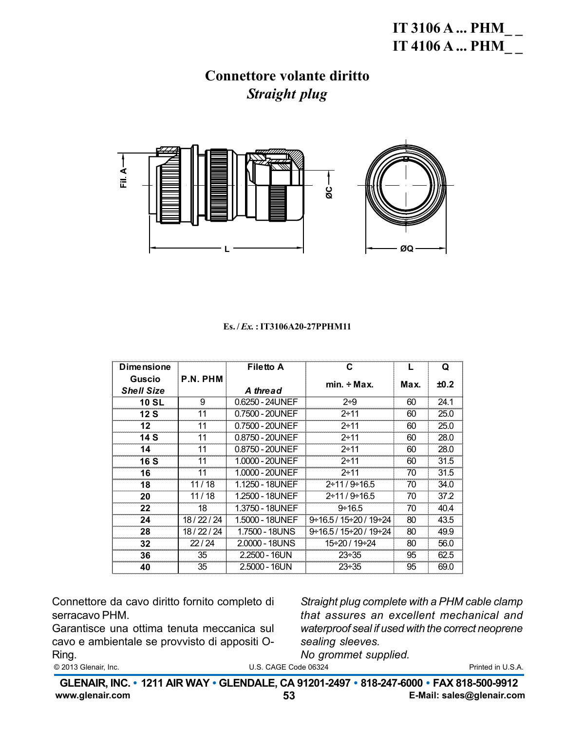# IT 3106 A ... PHM_ _
# IT 4106 A ... PHM_ _

## Connettore volante diritto
## *Straight plug*

Es. / *Ex.* : IT3106A20-27PPHM11

| Dimensione Guscio *Shell Size* | P.N. PHM | Filetto A *A thread* | C min. ÷ Max. | L Max. | Q ±0.2 |
|---|---|---|---|---|---|
| 10 SL | 9 | 0.6250 - 24UNEF | 2÷9 | 60 | 24.1 |
| 12 S | 11 | 0.7500 - 20UNEF | 2÷11 | 60 | 25.0 |
| 12 | 11 | 0.7500 - 20UNEF | 2÷11 | 60 | 25.0 |
| 14 S | 11 | 0.8750 - 20UNEF | 2÷11 | 60 | 28.0 |
| 14 | 11 | 0.8750 - 20UNEF | 2÷11 | 60 | 28.0 |
| 16 S | 11 | 1.0000 - 20UNEF | 2÷11 | 60 | 31.5 |
| 16 | 11 | 1.0000 - 20UNEF | 2÷11 | 70 | 31.5 |
| 18 | 11 / 18 | 1.1250 - 18UNEF | 2÷11 / 9÷16.5 | 70 | 34.0 |
| 20 | 11 / 18 | 1.2500 - 18UNEF | 2÷11 / 9÷16.5 | 70 | 37.2 |
| 22 | 18 | 1.3750 - 18UNEF | 9÷16.5 | 70 | 40.4 |
| 24 | 18 / 22 / 24 | 1.5000 - 18UNEF | 9÷16.5 / 15÷20 / 19÷24 | 80 | 43.5 |
| 28 | 18 / 22 / 24 | 1.7500 - 18UNS | 9÷16.5 / 15÷20 / 19÷24 | 80 | 49.9 |
| 32 | 22 / 24 | 2.0000 - 18UNS | 15÷20 / 19÷24 | 80 | 56.0 |
| 36 | 35 | 2.2500 - 16UN | 23÷35 | 95 | 62.5 |
| 40 | 35 | 2.5000 - 16UN | 23÷35 | 95 | 69.0 |

Connettore da cavo diritto fornito completo di serracavo PHM.
Garantisce una ottima tenuta meccanica sul cavo e ambientale se provvisto di appositi O-Ring.

*Straight plug complete with a PHM cable clamp that assures an excellent mechanical and waterproof seal if used with the correct neoprene sealing sleeves.*
*No grommet supplied.*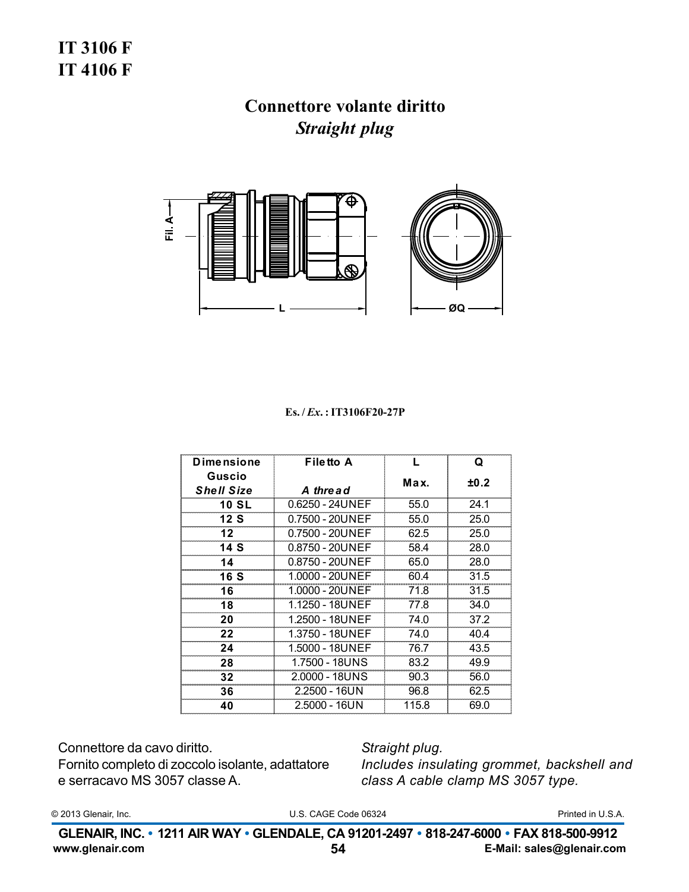# IT 3106 F
# IT 4106 F

## Connettore volante diritto
## *Straight plug*

Fil. A

L

ØQ

**Es. / *Ex.* : IT3106F20-27P**

| Dimensione Guscio *Shell Size* | Filetto A *A thread* | L Max. | Q ±0.2 |
|---|---|---|---|
| 10 SL | 0.6250 - 24UNEF | 55.0 | 24.1 |
| 12 S | 0.7500 - 20UNEF | 55.0 | 25.0 |
| 12 | 0.7500 - 20UNEF | 62.5 | 25.0 |
| 14 S | 0.8750 - 20UNEF | 58.4 | 28.0 |
| 14 | 0.8750 - 20UNEF | 65.0 | 28.0 |
| 16 S | 1.0000 - 20UNEF | 60.4 | 31.5 |
| 16 | 1.0000 - 20UNEF | 71.8 | 31.5 |
| 18 | 1.1250 - 18UNEF | 77.8 | 34.0 |
| 20 | 1.2500 - 18UNEF | 74.0 | 37.2 |
| 22 | 1.3750 - 18UNEF | 74.0 | 40.4 |
| 24 | 1.5000 - 18UNEF | 76.7 | 43.5 |
| 28 | 1.7500 - 18UNS | 83.2 | 49.9 |
| 32 | 2.0000 - 18UNS | 90.3 | 56.0 |
| 36 | 2.2500 - 16UN | 96.8 | 62.5 |
| 40 | 2.5000 - 16UN | 115.8 | 69.0 |

Connettore da cavo diritto.
Fornito completo di zoccolo isolante, adattatore e serracavo MS 3057 classe A.

*Straight plug.*
*Includes insulating grommet, backshell and class A cable clamp MS 3057 type.*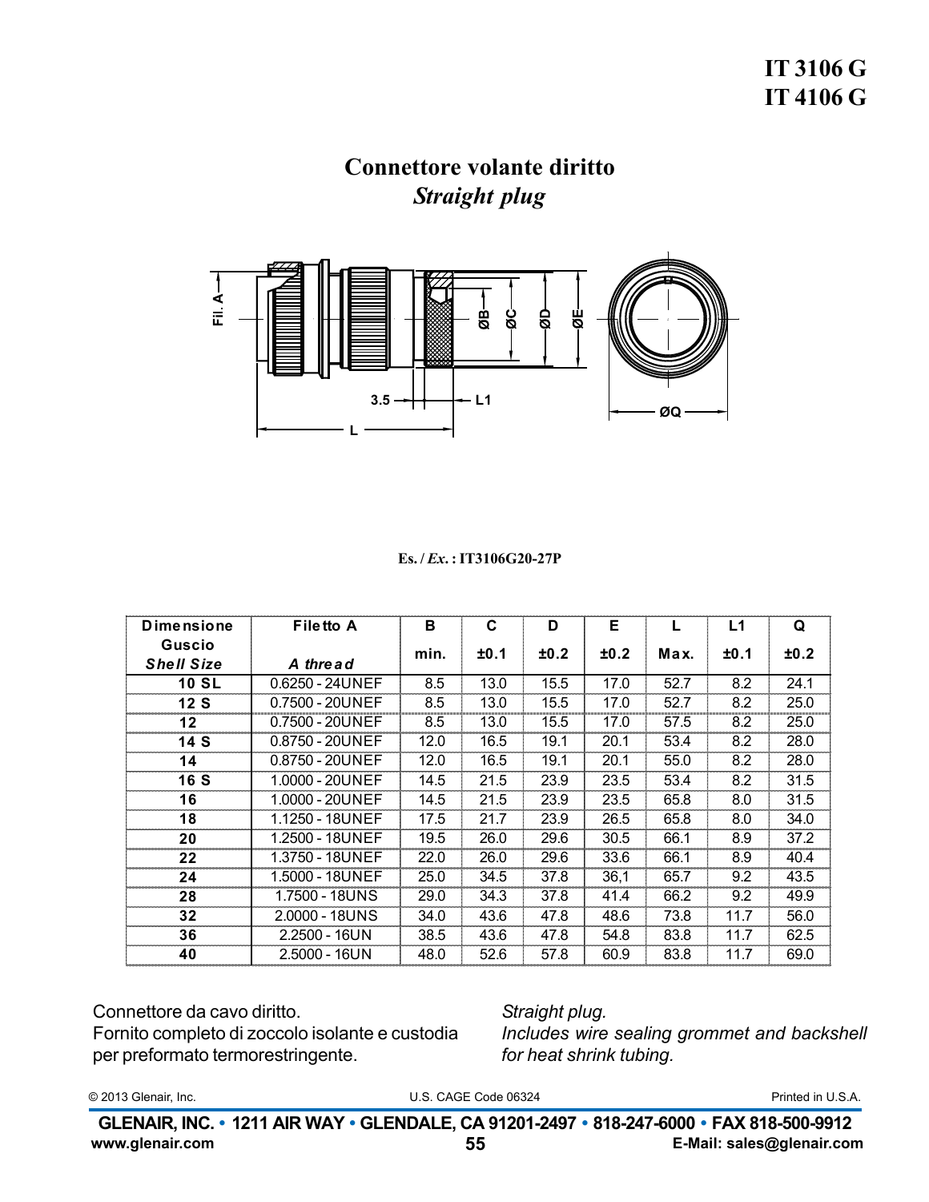# IT 3106 G
# IT 4106 G

## Connettore volante diritto
## *Straight plug*

Fil. A

3.5 L1

L

ØB ØC ØD ØE

ØQ

**Es. / *Ex.* : IT3106G20-27P**

| Dimensione Guscio *Shell Size* | Filetto A *A thread* | B min. | C ±0.1 | D ±0.2 | E ±0.2 | L Max. | L1 ±0.1 | Q ±0.2 |
|---|---|---|---|---|---|---|---|---|
| **10 SL** | 0.6250 - 24UNEF | 8.5 | 13.0 | 15.5 | 17.0 | 52.7 | 8.2 | 24.1 |
| **12 S** | 0.7500 - 20UNEF | 8.5 | 13.0 | 15.5 | 17.0 | 52.7 | 8.2 | 25.0 |
| **12** | 0.7500 - 20UNEF | 8.5 | 13.0 | 15.5 | 17.0 | 57.5 | 8.2 | 25.0 |
| **14 S** | 0.8750 - 20UNEF | 12.0 | 16.5 | 19.1 | 20.1 | 53.4 | 8.2 | 28.0 |
| **14** | 0.8750 - 20UNEF | 12.0 | 16.5 | 19.1 | 20.1 | 55.0 | 8.2 | 28.0 |
| **16 S** | 1.0000 - 20UNEF | 14.5 | 21.5 | 23.9 | 23.5 | 53.4 | 8.2 | 31.5 |
| **16** | 1.0000 - 20UNEF | 14.5 | 21.5 | 23.9 | 23.5 | 65.8 | 8.0 | 31.5 |
| **18** | 1.1250 - 18UNEF | 17.5 | 21.7 | 23.9 | 26.5 | 65.8 | 8.0 | 34.0 |
| **20** | 1.2500 - 18UNEF | 19.5 | 26.0 | 29.6 | 30.5 | 66.1 | 8.9 | 37.2 |
| **22** | 1.3750 - 18UNEF | 22.0 | 26.0 | 29.6 | 33.6 | 66.1 | 8.9 | 40.4 |
| **24** | 1.5000 - 18UNEF | 25.0 | 34.5 | 37.8 | 36,1 | 65.7 | 9.2 | 43.5 |
| **28** | 1.7500 - 18UNS | 29.0 | 34.3 | 37.8 | 41.4 | 66.2 | 9.2 | 49.9 |
| **32** | 2.0000 - 18UNS | 34.0 | 43.6 | 47.8 | 48.6 | 73.8 | 11.7 | 56.0 |
| **36** | 2.2500 - 16UN | 38.5 | 43.6 | 47.8 | 54.8 | 83.8 | 11.7 | 62.5 |
| **40** | 2.5000 - 16UN | 48.0 | 52.6 | 57.8 | 60.9 | 83.8 | 11.7 | 69.0 |

Connettore da cavo diritto.
Fornito completo di zoccolo isolante e custodia per preformato termorestringente.

*Straight plug.*
*Includes wire sealing grommet and backshell for heat shrink tubing.*

© 2013 Glenair, Inc. U.S. CAGE Code 06324 Printed in U.S.A.

**GLENAIR, INC. • 1211 AIR WAY • GLENDALE, CA 91201-2497 • 818-247-6000 • FAX 818-500-9912**
**www.glenair.com** **E-Mail: sales@glenair.com**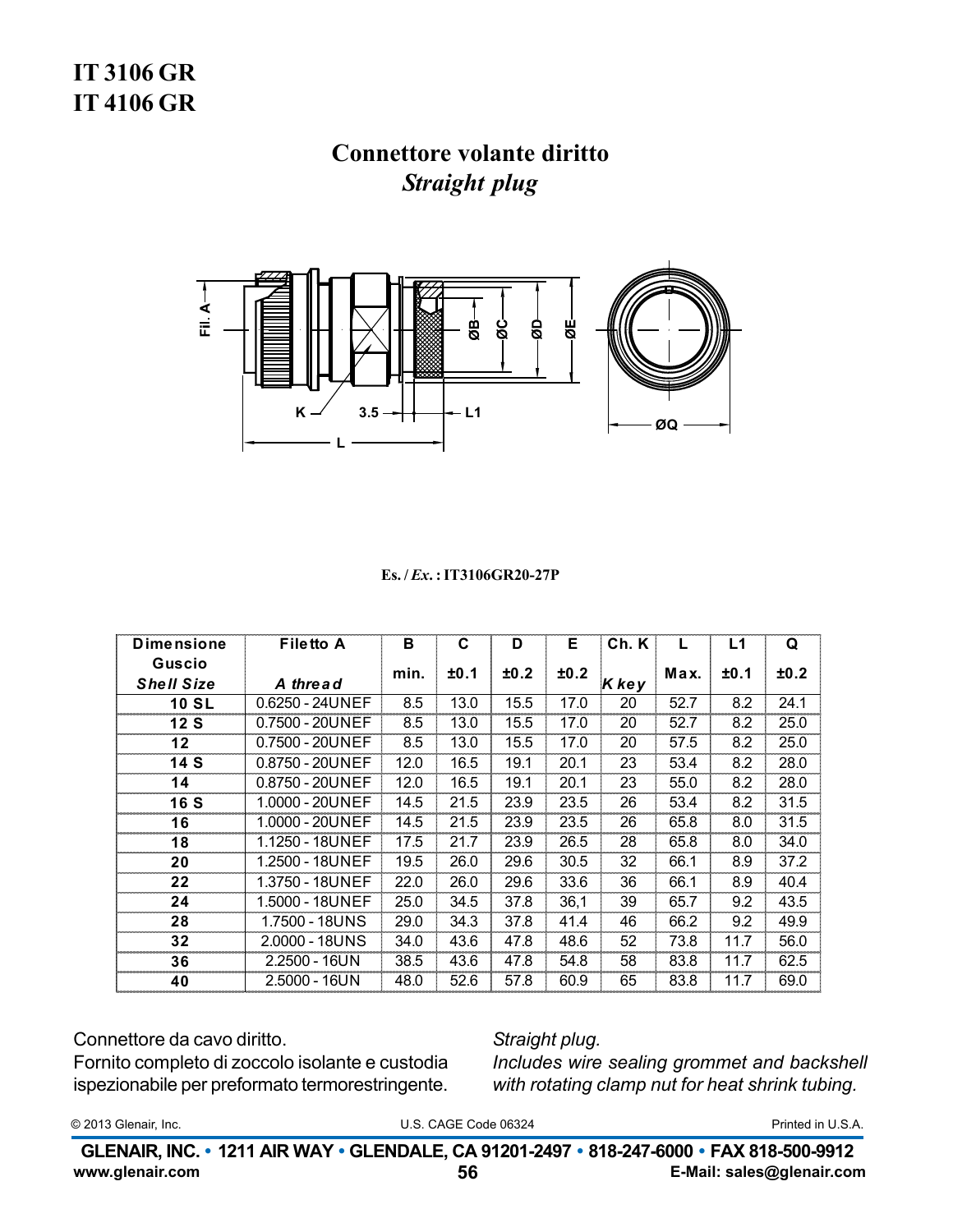# IT 3106 GR
# IT 4106 GR

## Connettore volante diritto
### *Straight plug*

Es. / *Ex.* : IT3106GR20-27P

| Dimensione Guscio *Shell Size* | Filetto A *A thread* | B min. | C ±0.1 | D ±0.2 | E ±0.2 | Ch. K *K key* | L Max. | L1 ±0.1 | Q ±0.2 |
|---|---|---|---|---|---|---|---|---|---|
| 10 SL | 0.6250 - 24UNEF | 8.5 | 13.0 | 15.5 | 17.0 | 20 | 52.7 | 8.2 | 24.1 |
| 12 S | 0.7500 - 20UNEF | 8.5 | 13.0 | 15.5 | 17.0 | 20 | 52.7 | 8.2 | 25.0 |
| 12 | 0.7500 - 20UNEF | 8.5 | 13.0 | 15.5 | 17.0 | 20 | 57.5 | 8.2 | 25.0 |
| 14 S | 0.8750 - 20UNEF | 12.0 | 16.5 | 19.1 | 20.1 | 23 | 53.4 | 8.2 | 28.0 |
| 14 | 0.8750 - 20UNEF | 12.0 | 16.5 | 19.1 | 20.1 | 23 | 55.0 | 8.2 | 28.0 |
| 16 S | 1.0000 - 20UNEF | 14.5 | 21.5 | 23.9 | 23.5 | 26 | 53.4 | 8.2 | 31.5 |
| 16 | 1.0000 - 20UNEF | 14.5 | 21.5 | 23.9 | 23.5 | 26 | 65.8 | 8.0 | 31.5 |
| 18 | 1.1250 - 18UNEF | 17.5 | 21.7 | 23.9 | 26.5 | 28 | 65.8 | 8.0 | 34.0 |
| 20 | 1.2500 - 18UNEF | 19.5 | 26.0 | 29.6 | 30.5 | 32 | 66.1 | 8.9 | 37.2 |
| 22 | 1.3750 - 18UNEF | 22.0 | 26.0 | 29.6 | 33.6 | 36 | 66.1 | 8.9 | 40.4 |
| 24 | 1.5000 - 18UNEF | 25.0 | 34.5 | 37.8 | 36,1 | 39 | 65.7 | 9.2 | 43.5 |
| 28 | 1.7500 - 18UNS | 29.0 | 34.3 | 37.8 | 41.4 | 46 | 66.2 | 9.2 | 49.9 |
| 32 | 2.0000 - 18UNS | 34.0 | 43.6 | 47.8 | 48.6 | 52 | 73.8 | 11.7 | 56.0 |
| 36 | 2.2500 - 16UN | 38.5 | 43.6 | 47.8 | 54.8 | 58 | 83.8 | 11.7 | 62.5 |
| 40 | 2.5000 - 16UN | 48.0 | 52.6 | 57.8 | 60.9 | 65 | 83.8 | 11.7 | 69.0 |

Connettore da cavo diritto.
Fornito completo di zoccolo isolante e custodia ispezionabile per preformato termorestringente.

*Straight plug.*
*Includes wire sealing grommet and backshell with rotating clamp nut for heat shrink tubing.*

© 2013 Glenair, Inc. U.S. CAGE Code 06324 Printed in U.S.A.

**GLENAIR, INC. • 1211 AIR WAY • GLENDALE, CA 91201-2497 • 818-247-6000 • FAX 818-500-9912**
**www.glenair.com** **E-Mail: sales@glenair.com**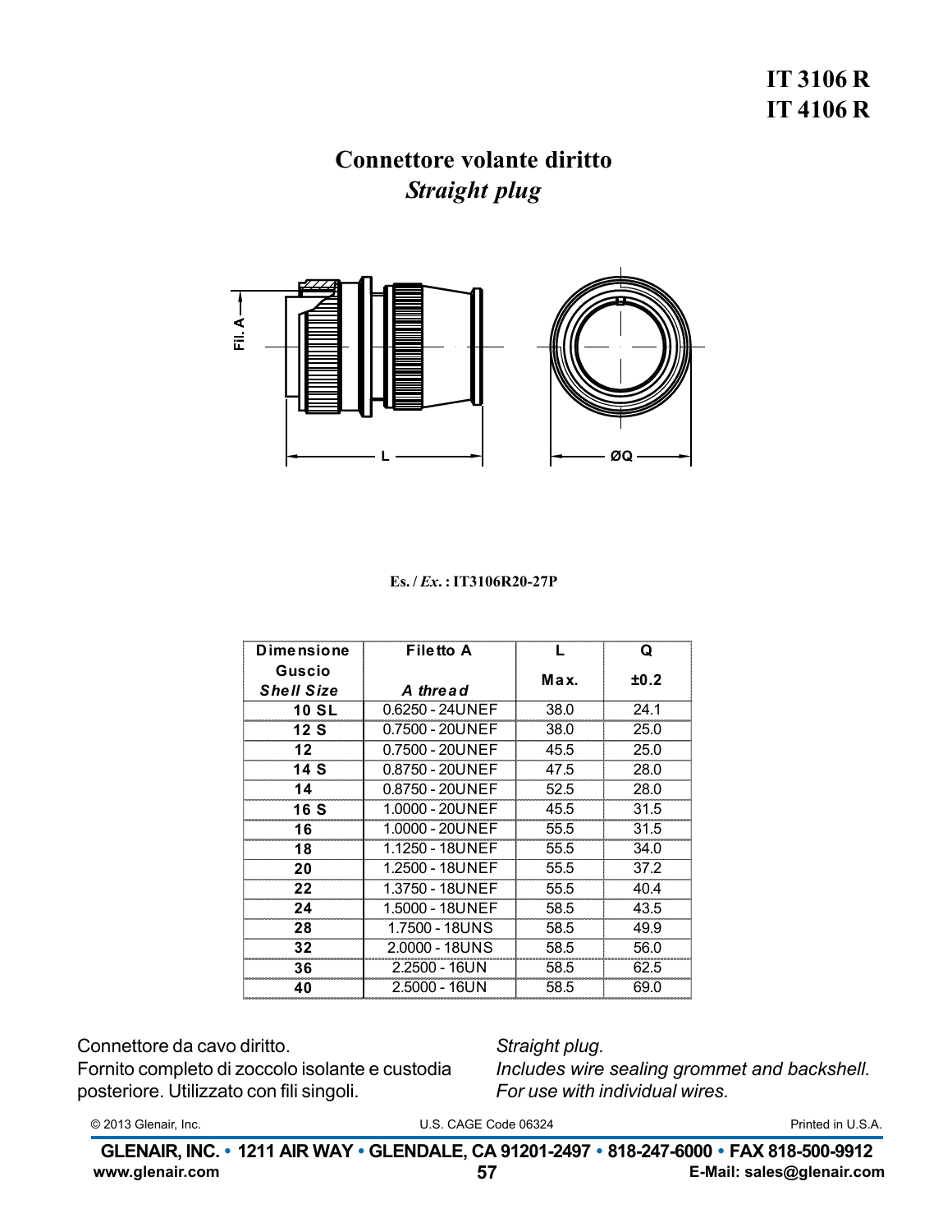# IT 3106 R
# IT 4106 R

## Connettore volante diritto
## *Straight plug*

Fil. A

L

ØQ

**Es. / *Ex.* : IT3106R20-27P**

| Dimensione Guscio *Shell Size* | Filetto A *A thread* | L Max. | Q ±0.2 |
|---|---|---|---|
| **10 SL** | 0.6250 - 24UNEF | 38.0 | 24.1 |
| **12 S** | 0.7500 - 20UNEF | 38.0 | 25.0 |
| **12** | 0.7500 - 20UNEF | 45.5 | 25.0 |
| **14 S** | 0.8750 - 20UNEF | 47.5 | 28.0 |
| **14** | 0.8750 - 20UNEF | 52.5 | 28.0 |
| **16 S** | 1.0000 - 20UNEF | 45.5 | 31.5 |
| **16** | 1.0000 - 20UNEF | 55.5 | 31.5 |
| **18** | 1.1250 - 18UNEF | 55.5 | 34.0 |
| **20** | 1.2500 - 18UNEF | 55.5 | 37.2 |
| **22** | 1.3750 - 18UNEF | 55.5 | 40.4 |
| **24** | 1.5000 - 18UNEF | 58.5 | 43.5 |
| **28** | 1.7500 - 18UNS | 58.5 | 49.9 |
| **32** | 2.0000 - 18UNS | 58.5 | 56.0 |
| **36** | 2.2500 - 16UN | 58.5 | 62.5 |
| **40** | 2.5000 - 16UN | 58.5 | 69.0 |

Connettore da cavo diritto.
Fornito completo di zoccolo isolante e custodia posteriore. Utilizzato con fili singoli.

*Straight plug.*
*Includes wire sealing grommet and backshell.*
*For use with individual wires.*

© 2013 Glenair, Inc. U.S. CAGE Code 06324 Printed in U.S.A.

**GLENAIR, INC. • 1211 AIR WAY • GLENDALE, CA 91201-2497 • 818-247-6000 • FAX 818-500-9912**
**www.glenair.com** **E-Mail: sales@glenair.com**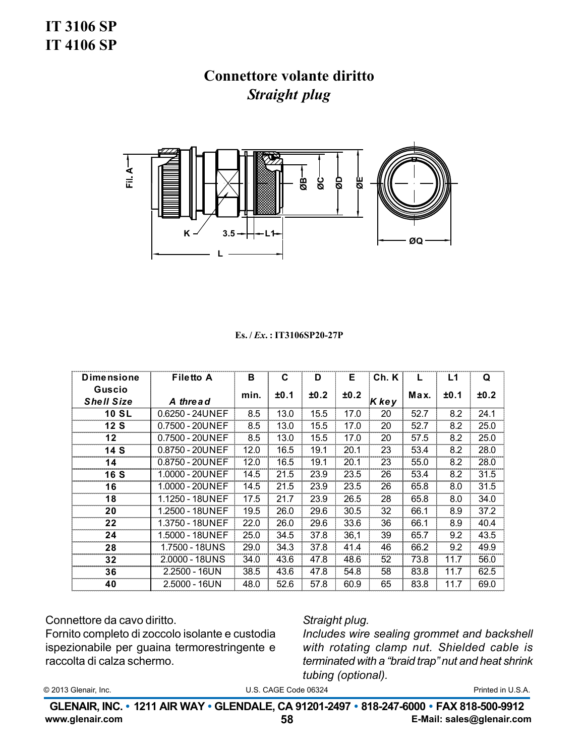# IT 3106 SP
# IT 4106 SP

## Connettore volante diritto
### *Straight plug*

Fil. A

ØB ØC ØD ØE

K 3.5 L1

L

ØQ

**Es. / *Ex.* : IT3106SP20-27P**

| Dimensione Guscio *Shell Size* | Filetto A *A thread* | B min. | C ±0.1 | D ±0.2 | E ±0.2 | Ch. K *K key* | L Max. | L1 ±0.1 | Q ±0.2 |
|---|---|---|---|---|---|---|---|---|---|
| **10 SL** | 0.6250 - 24UNEF | 8.5 | 13.0 | 15.5 | 17.0 | 20 | 52.7 | 8.2 | 24.1 |
| **12 S** | 0.7500 - 20UNEF | 8.5 | 13.0 | 15.5 | 17.0 | 20 | 52.7 | 8.2 | 25.0 |
| **12** | 0.7500 - 20UNEF | 8.5 | 13.0 | 15.5 | 17.0 | 20 | 57.5 | 8.2 | 25.0 |
| **14 S** | 0.8750 - 20UNEF | 12.0 | 16.5 | 19.1 | 20.1 | 23 | 53.4 | 8.2 | 28.0 |
| **14** | 0.8750 - 20UNEF | 12.0 | 16.5 | 19.1 | 20.1 | 23 | 55.0 | 8.2 | 28.0 |
| **16 S** | 1.0000 - 20UNEF | 14.5 | 21.5 | 23.9 | 23.5 | 26 | 53.4 | 8.2 | 31.5 |
| **16** | 1.0000 - 20UNEF | 14.5 | 21.5 | 23.9 | 23.5 | 26 | 65.8 | 8.0 | 31.5 |
| **18** | 1.1250 - 18UNEF | 17.5 | 21.7 | 23.9 | 26.5 | 28 | 65.8 | 8.0 | 34.0 |
| **20** | 1.2500 - 18UNEF | 19.5 | 26.0 | 29.6 | 30.5 | 32 | 66.1 | 8.9 | 37.2 |
| **22** | 1.3750 - 18UNEF | 22.0 | 26.0 | 29.6 | 33.6 | 36 | 66.1 | 8.9 | 40.4 |
| **24** | 1.5000 - 18UNEF | 25.0 | 34.5 | 37.8 | 36,1 | 39 | 65.7 | 9.2 | 43.5 |
| **28** | 1.7500 - 18UNS | 29.0 | 34.3 | 37.8 | 41.4 | 46 | 66.2 | 9.2 | 49.9 |
| **32** | 2.0000 - 18UNS | 34.0 | 43.6 | 47.8 | 48.6 | 52 | 73.8 | 11.7 | 56.0 |
| **36** | 2.2500 - 16UN | 38.5 | 43.6 | 47.8 | 54.8 | 58 | 83.8 | 11.7 | 62.5 |
| **40** | 2.5000 - 16UN | 48.0 | 52.6 | 57.8 | 60.9 | 65 | 83.8 | 11.7 | 69.0 |

Connettore da cavo diritto.
Fornito completo di zoccolo isolante e custodia ispezionabile per guaina termorestringente e raccolta di calza schermo.

*Straight plug.*
*Includes wire sealing grommet and backshell with rotating clamp nut. Shielded cable is terminated with a "braid trap" nut and heat shrink tubing (optional).*